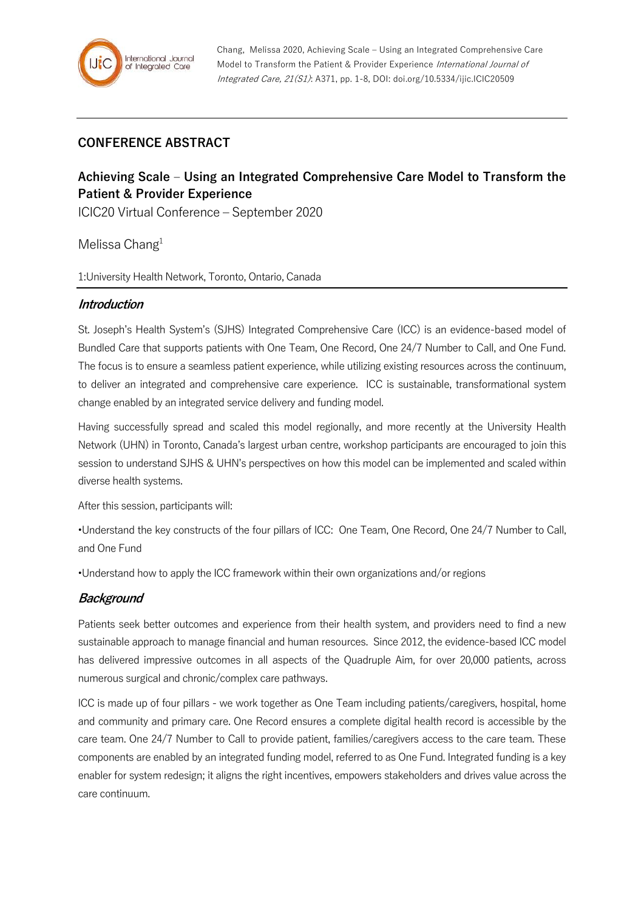Chang, Melissa 2020, Achieving Scale – Using an Integrated Comprehensive Care Model to Transform the Patient & Provider Experience *International Journal of Integrated Care, 21(S1)*: A371, pp. 1-8, DOI: doi.org/10.5334/ijic.ICIC20509

## CONFERENCE ABSTRACT

# Achieving Scale – Using an Integrated Comprehensive Care Model to Transform the Patient & Provider Experience

ICIC20 Virtual Conference – September 2020

Melissa Chang[1]

1:University Health Network, Toronto, Ontario, Canada

### *Introduction*

St. Joseph's Health System's (SJHS) Integrated Comprehensive Care (ICC) is an evidence-based model of Bundled Care that supports patients with One Team, One Record, One 24/7 Number to Call, and One Fund. The focus is to ensure a seamless patient experience, while utilizing existing resources across the continuum, to deliver an integrated and comprehensive care experience. ICC is sustainable, transformational system change enabled by an integrated service delivery and funding model.

Having successfully spread and scaled this model regionally, and more recently at the University Health Network (UHN) in Toronto, Canada's largest urban centre, workshop participants are encouraged to join this session to understand SJHS & UHN's perspectives on how this model can be implemented and scaled within diverse health systems.

After this session, participants will:

•Understand the key constructs of the four pillars of ICC: One Team, One Record, One 24/7 Number to Call, and One Fund

•Understand how to apply the ICC framework within their own organizations and/or regions

### *Background*

Patients seek better outcomes and experience from their health system, and providers need to find a new sustainable approach to manage financial and human resources. Since 2012, the evidence-based ICC model has delivered impressive outcomes in all aspects of the Quadruple Aim, for over 20,000 patients, across numerous surgical and chronic/complex care pathways.

ICC is made up of four pillars - we work together as One Team including patients/caregivers, hospital, home and community and primary care. One Record ensures a complete digital health record is accessible by the care team. One 24/7 Number to Call to provide patient, families/caregivers access to the care team. These components are enabled by an integrated funding model, referred to as One Fund. Integrated funding is a key enabler for system redesign; it aligns the right incentives, empowers stakeholders and drives value across the care continuum.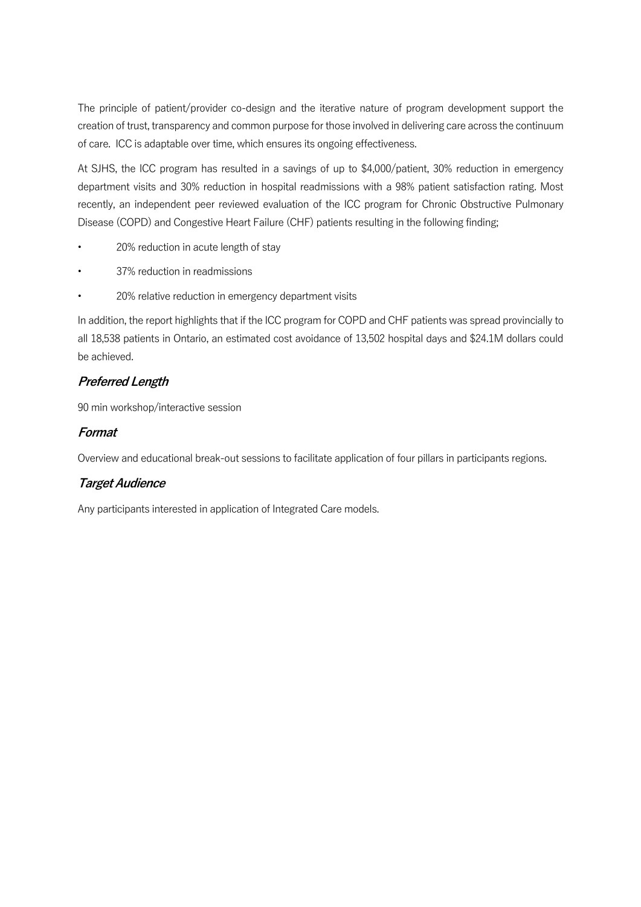The principle of patient/provider co-design and the iterative nature of program development support the creation of trust, transparency and common purpose for those involved in delivering care across the continuum of care. ICC is adaptable over time, which ensures its ongoing effectiveness.

At SJHS, the ICC program has resulted in a savings of up to $4,000/patient, 30% reduction in emergency department visits and 30% reduction in hospital readmissions with a 98% patient satisfaction rating. Most recently, an independent peer reviewed evaluation of the ICC program for Chronic Obstructive Pulmonary Disease (COPD) and Congestive Heart Failure (CHF) patients resulting in the following finding;

- 20% reduction in acute length of stay
- 37% reduction in readmissions
- 20% relative reduction in emergency department visits

In addition, the report highlights that if the ICC program for COPD and CHF patients was spread provincially to all 18,538 patients in Ontario, an estimated cost avoidance of 13,502 hospital days and $24.1M dollars could be achieved.

### *Preferred Length*

90 min workshop/interactive session

### *Format*

Overview and educational break-out sessions to facilitate application of four pillars in participants regions.

### *Target Audience*

Any participants interested in application of Integrated Care models.